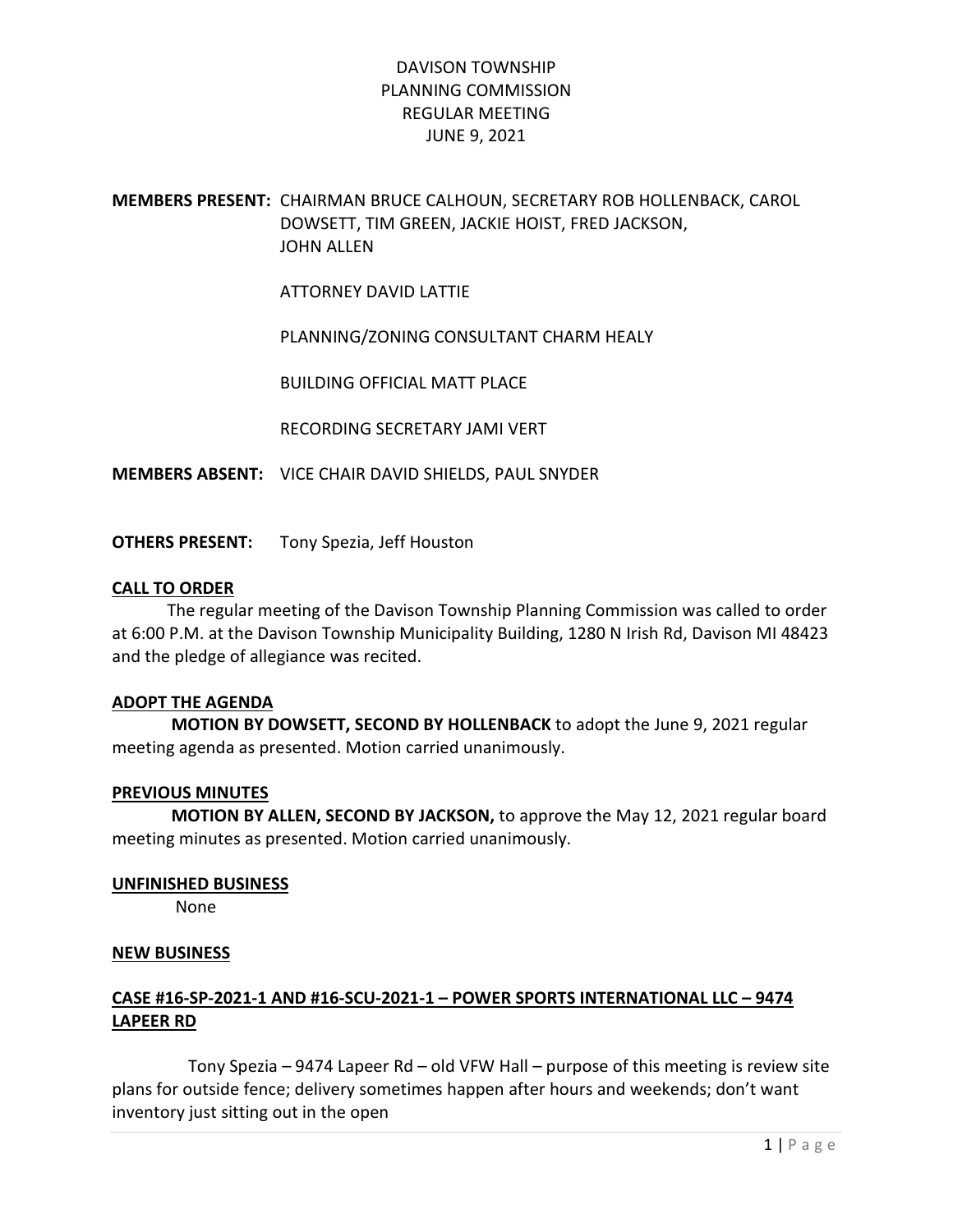# DAVISON TOWNSHIP
# PLANNING COMMISSION
# REGULAR MEETING
# JUNE 9, 2021

**MEMBERS PRESENT:** CHAIRMAN BRUCE CALHOUN, SECRETARY ROB HOLLENBACK, CAROL DOWSETT, TIM GREEN, JACKIE HOIST, FRED JACKSON, JOHN ALLEN

ATTORNEY DAVID LATTIE

PLANNING/ZONING CONSULTANT CHARM HEALY

BUILDING OFFICIAL MATT PLACE

RECORDING SECRETARY JAMI VERT

**MEMBERS ABSENT:** VICE CHAIR DAVID SHIELDS, PAUL SNYDER

**OTHERS PRESENT:** Tony Spezia, Jeff Houston

## CALL TO ORDER

The regular meeting of the Davison Township Planning Commission was called to order at 6:00 P.M. at the Davison Township Municipality Building, 1280 N Irish Rd, Davison MI 48423 and the pledge of allegiance was recited.

## ADOPT THE AGENDA

**MOTION BY DOWSETT, SECOND BY HOLLENBACK** to adopt the June 9, 2021 regular meeting agenda as presented. Motion carried unanimously.

## PREVIOUS MINUTES

**MOTION BY ALLEN, SECOND BY JACKSON,** to approve the May 12, 2021 regular board meeting minutes as presented. Motion carried unanimously.

## UNFINISHED BUSINESS

None

## NEW BUSINESS

### CASE #16-SP-2021-1 AND #16-SCU-2021-1 – POWER SPORTS INTERNATIONAL LLC – 9474 LAPEER RD

Tony Spezia – 9474 Lapeer Rd – old VFW Hall – purpose of this meeting is review site plans for outside fence; delivery sometimes happen after hours and weekends; don't want inventory just sitting out in the open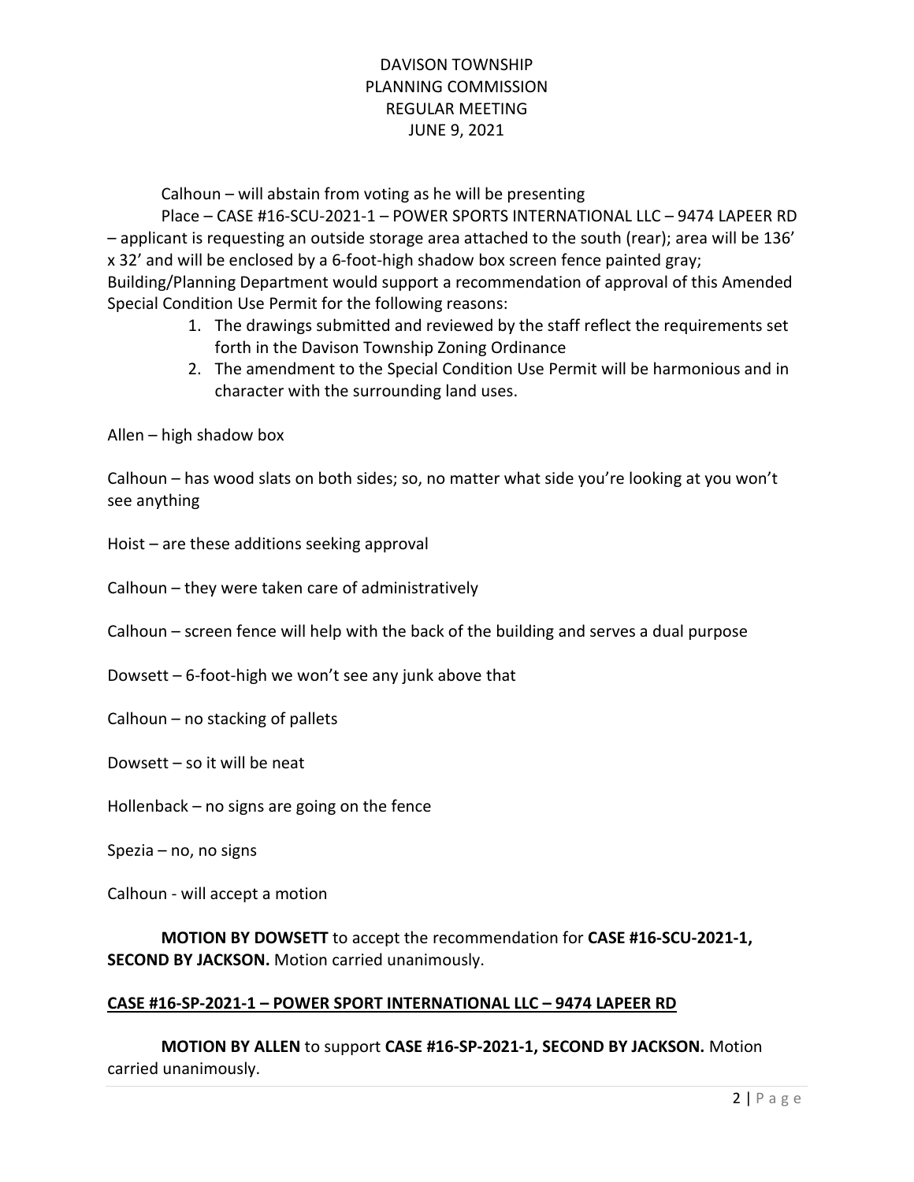Calhoun – will abstain from voting as he will be presenting

Place – CASE #16-SCU-2021-1 – POWER SPORTS INTERNATIONAL LLC – 9474 LAPEER RD – applicant is requesting an outside storage area attached to the south (rear); area will be 136' x 32' and will be enclosed by a 6-foot-high shadow box screen fence painted gray; Building/Planning Department would support a recommendation of approval of this Amended Special Condition Use Permit for the following reasons:

1. The drawings submitted and reviewed by the staff reflect the requirements set forth in the Davison Township Zoning Ordinance
2. The amendment to the Special Condition Use Permit will be harmonious and in character with the surrounding land uses.

Allen – high shadow box

Calhoun – has wood slats on both sides; so, no matter what side you're looking at you won't see anything

Hoist – are these additions seeking approval

Calhoun – they were taken care of administratively

Calhoun – screen fence will help with the back of the building and serves a dual purpose

Dowsett – 6-foot-high we won't see any junk above that

Calhoun – no stacking of pallets

Dowsett – so it will be neat

Hollenback – no signs are going on the fence

Spezia – no, no signs

Calhoun - will accept a motion

**MOTION BY DOWSETT** to accept the recommendation for **CASE #16-SCU-2021-1, SECOND BY JACKSON.** Motion carried unanimously.

**CASE #16-SP-2021-1 – POWER SPORT INTERNATIONAL LLC – 9474 LAPEER RD**

**MOTION BY ALLEN** to support **CASE #16-SP-2021-1, SECOND BY JACKSON.** Motion carried unanimously.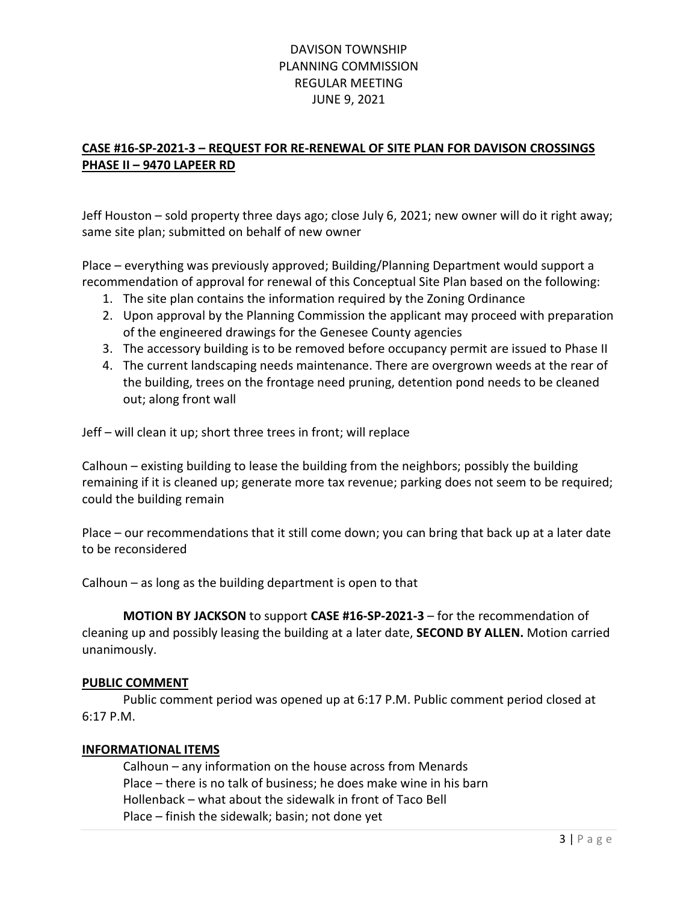DAVISON TOWNSHIP
PLANNING COMMISSION
REGULAR MEETING
JUNE 9, 2021

**CASE #16-SP-2021-3 – REQUEST FOR RE-RENEWAL OF SITE PLAN FOR DAVISON CROSSINGS PHASE II – 9470 LAPEER RD**

Jeff Houston – sold property three days ago; close July 6, 2021; new owner will do it right away; same site plan; submitted on behalf of new owner

Place – everything was previously approved; Building/Planning Department would support a recommendation of approval for renewal of this Conceptual Site Plan based on the following:

1. The site plan contains the information required by the Zoning Ordinance
2. Upon approval by the Planning Commission the applicant may proceed with preparation of the engineered drawings for the Genesee County agencies
3. The accessory building is to be removed before occupancy permit are issued to Phase II
4. The current landscaping needs maintenance. There are overgrown weeds at the rear of the building, trees on the frontage need pruning, detention pond needs to be cleaned out; along front wall

Jeff – will clean it up; short three trees in front; will replace

Calhoun – existing building to lease the building from the neighbors; possibly the building remaining if it is cleaned up; generate more tax revenue; parking does not seem to be required; could the building remain

Place – our recommendations that it still come down; you can bring that back up at a later date to be reconsidered

Calhoun – as long as the building department is open to that

**MOTION BY JACKSON** to support **CASE #16-SP-2021-3** – for the recommendation of cleaning up and possibly leasing the building at a later date, **SECOND BY ALLEN.** Motion carried unanimously.

**PUBLIC COMMENT**

Public comment period was opened up at 6:17 P.M. Public comment period closed at 6:17 P.M.

**INFORMATIONAL ITEMS**

Calhoun – any information on the house across from Menards
Place – there is no talk of business; he does make wine in his barn
Hollenback – what about the sidewalk in front of Taco Bell
Place – finish the sidewalk; basin; not done yet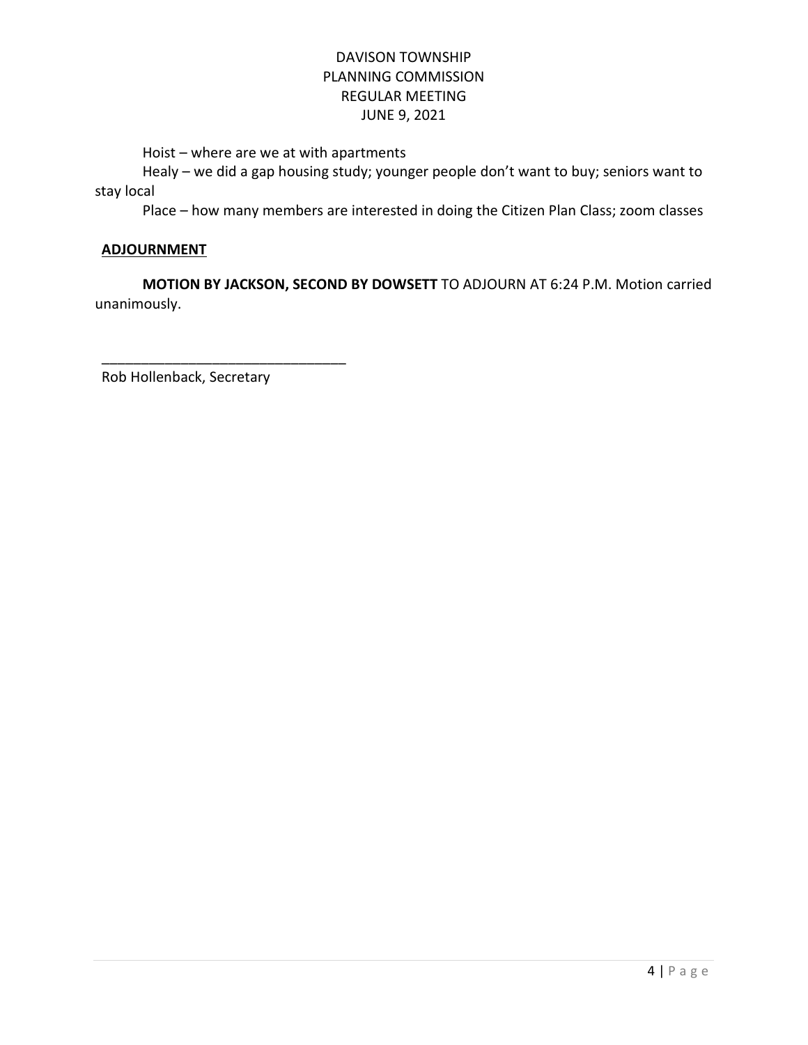Hoist – where are we at with apartments

Healy – we did a gap housing study; younger people don't want to buy; seniors want to stay local

Place – how many members are interested in doing the Citizen Plan Class; zoom classes

## ADJOURNMENT

**MOTION BY JACKSON, SECOND BY DOWSETT** TO ADJOURN AT 6:24 P.M. Motion carried unanimously.

_______________________________

Rob Hollenback, Secretary